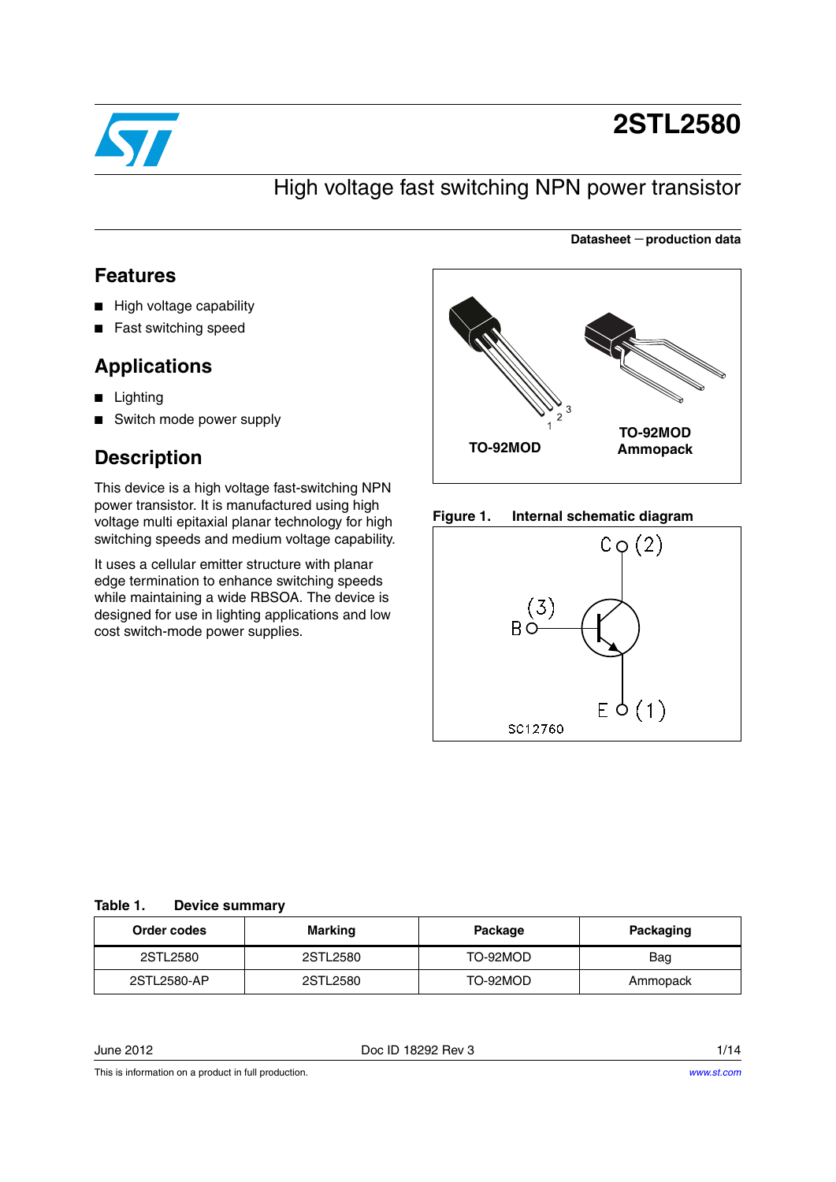# 2STL2580

## High voltage fast switching NPN power transistor

**Datasheet — production data**

## Features

- High voltage capability
- Fast switching speed

## Applications

- Lighting
- Switch mode power supply

## Description

This device is a high voltage fast-switching NPN power transistor. It is manufactured using high voltage multi epitaxial planar technology for high switching speeds and medium voltage capability.

It uses a cellular emitter structure with planar edge termination to enhance switching speeds while maintaining a wide RBSOA. The device is designed for use in lighting applications and low cost switch-mode power supplies.

TO-92MOD

TO-92MOD Ammopack

**Figure 1. Internal schematic diagram**

**Table 1. Device summary**

| Order codes | Marking | Package | Packaging |
|---|---|---|---|
| 2STL2580 | 2STL2580 | TO-92MOD | Bag |
| 2STL2580-AP | 2STL2580 | TO-92MOD | Ammopack |

June 2012 Doc ID 18292 Rev 3

This is information on a product in full production.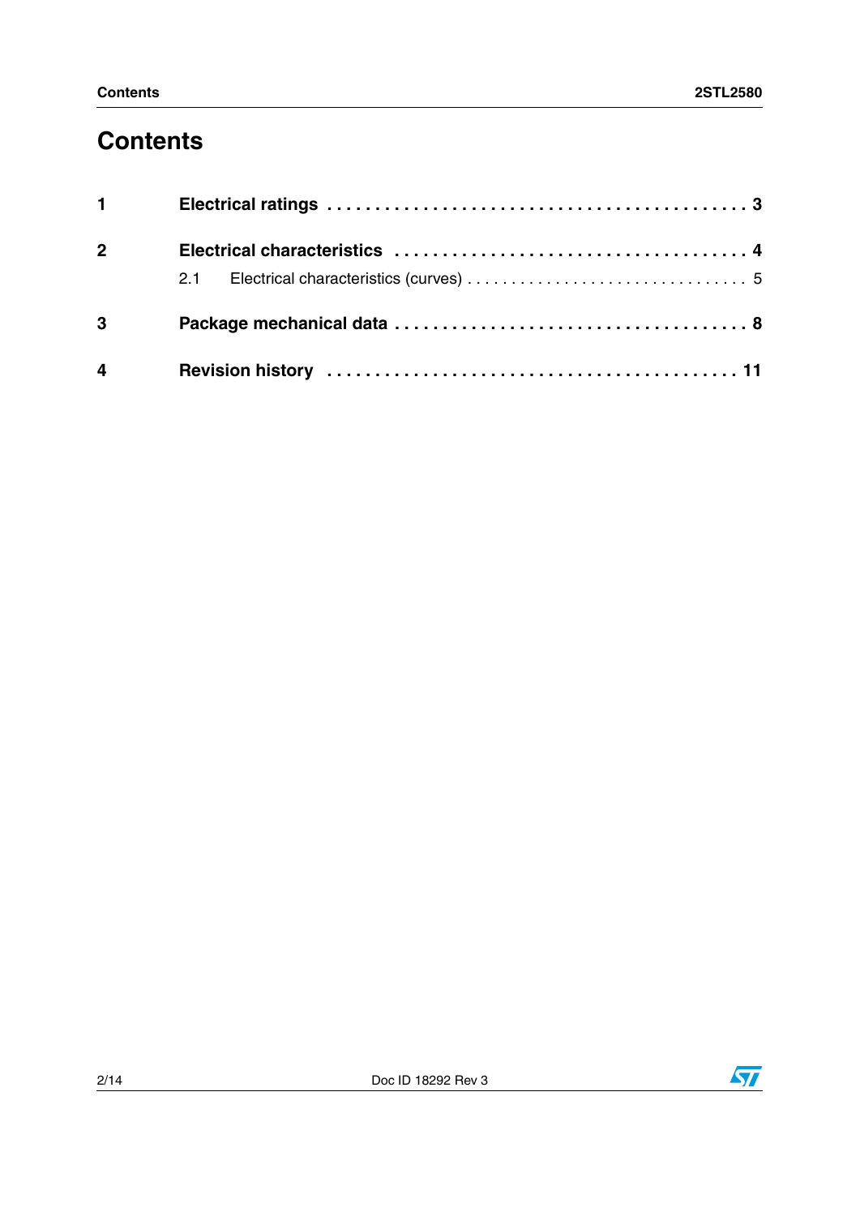# Contents

| | | |
|---|---|---|
| **1** | **Electrical ratings** | **3** |
| **2** | **Electrical characteristics** | **4** |
| | 2.1 Electrical characteristics (curves) | 5 |
| **3** | **Package mechanical data** | **8** |
| **4** | **Revision history** | **11** |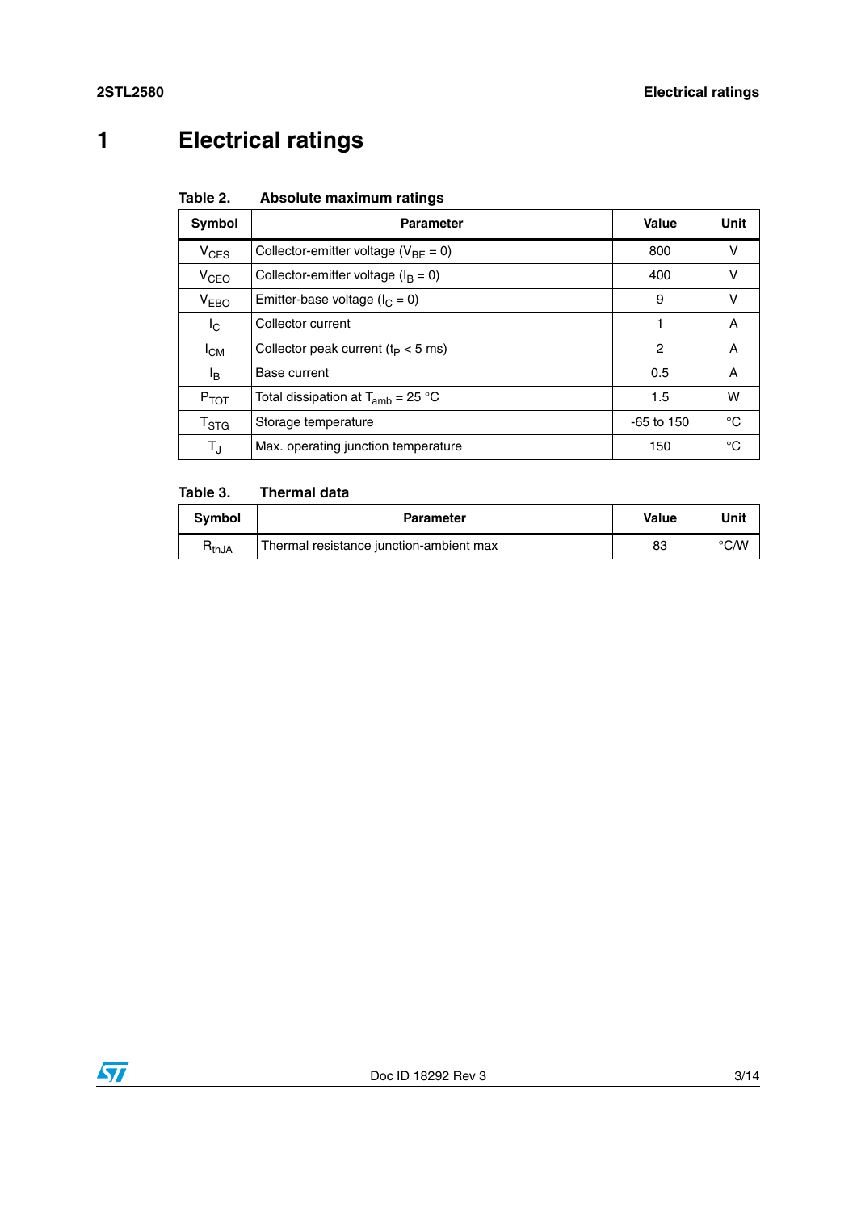# 1 Electrical ratings

**Table 2. Absolute maximum ratings**

| Symbol | Parameter | Value | Unit |
|---|---|---|---|
| $V_{CES}$ | Collector-emitter voltage ($V_{BE}$ = 0) | 800 | V |
| $V_{CEO}$ | Collector-emitter voltage ($I_B$ = 0) | 400 | V |
| $V_{EBO}$ | Emitter-base voltage ($I_C$ = 0) | 9 | V |
| $I_C$ | Collector current | 1 | A |
| $I_{CM}$ | Collector peak current ($t_P$ < 5 ms) | 2 | A |
| $I_B$ | Base current | 0.5 | A |
| $P_{TOT}$ | Total dissipation at $T_{amb}$ = 25 °C | 1.5 | W |
| $T_{STG}$ | Storage temperature | -65 to 150 | °C |
| $T_J$ | Max. operating junction temperature | 150 | °C |

**Table 3. Thermal data**

| Symbol | Parameter | Value | Unit |
|---|---|---|---|
| $R_{thJA}$ | Thermal resistance junction-ambient max | 83 | °C/W |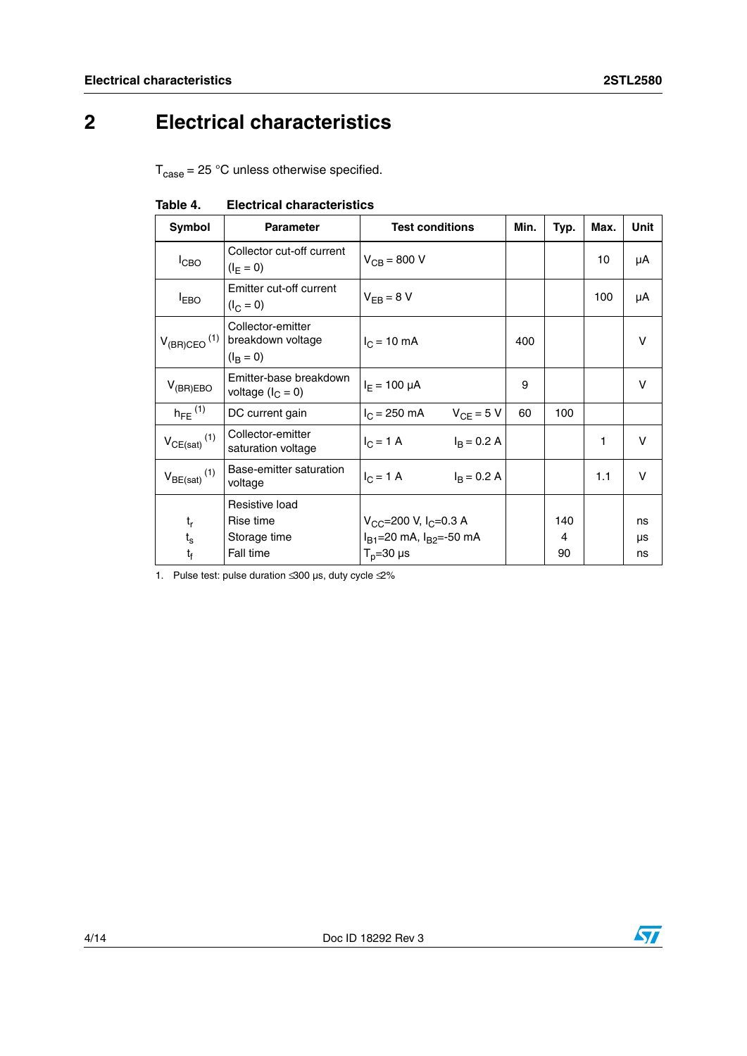# 2 Electrical characteristics

$T_{case}$ = 25 °C unless otherwise specified.

**Table 4. Electrical characteristics**

| Symbol | Parameter | Test conditions | Min. | Typ. | Max. | Unit |
|---|---|---|---|---|---|---|
| $I_{CBO}$ | Collector cut-off current ($I_E = 0$) | $V_{CB}$ = 800 V | | | 10 | µA |
| $I_{EBO}$ | Emitter cut-off current ($I_C = 0$) | $V_{EB}$ = 8 V | | | 100 | µA |
| $V_{(BR)CEO}$ [(1)] | Collector-emitter breakdown voltage ($I_B = 0$) | $I_C$ = 10 mA | 400 | | | V |
| $V_{(BR)EBO}$ | Emitter-base breakdown voltage ($I_C = 0$) | $I_E$ = 100 µA | 9 | | | V |
| $h_{FE}$ [(1)] | DC current gain | $I_C$ = 250 mA $V_{CE}$ = 5 V | 60 | 100 | | |
| $V_{CE(sat)}$ [(1)] | Collector-emitter saturation voltage | $I_C$ = 1 A $I_B$ = 0.2 A | | | 1 | V |
| $V_{BE(sat)}$ [(1)] | Base-emitter saturation voltage | $I_C$ = 1 A $I_B$ = 0.2 A | | | 1.1 | V |
| $t_r$<br>$t_s$<br>$t_f$ | Resistive load<br>Rise time<br>Storage time<br>Fall time | $V_{CC}$=200 V, $I_C$=0.3 A<br>$I_{B1}$=20 mA, $I_{B2}$=-50 mA<br>$T_p$=30 µs | | 140<br>4<br>90 | | ns<br>µs<br>ns |

1. Pulse test: pulse duration ≤300 µs, duty cycle ≤2%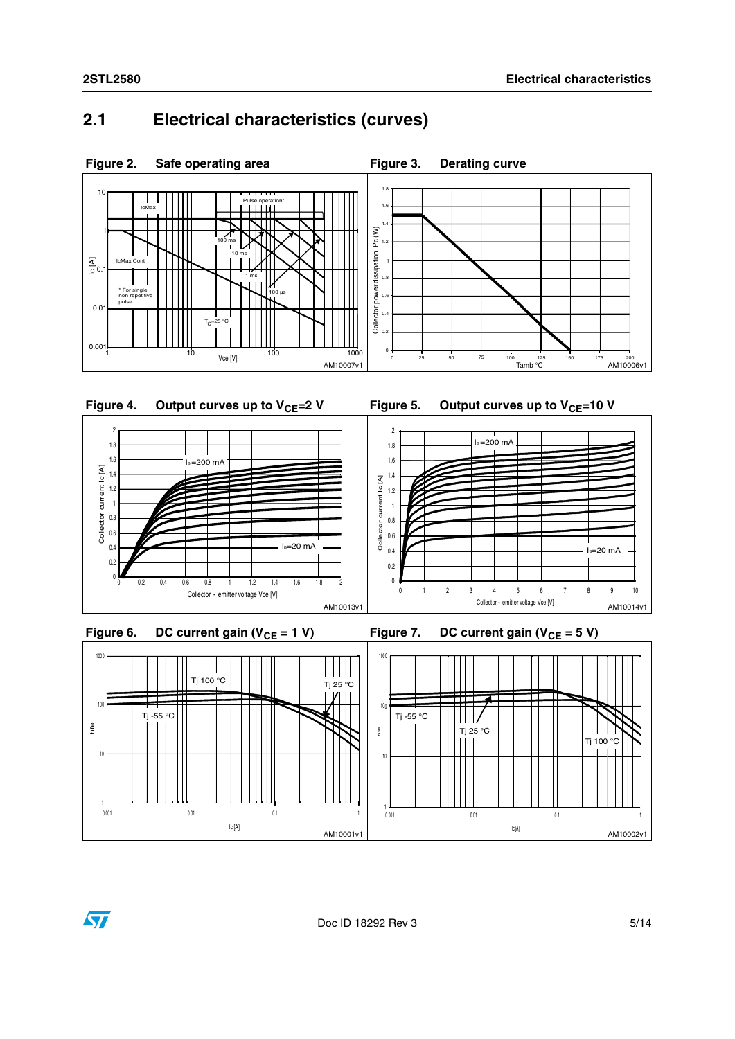## 2.1 Electrical characteristics (curves)

**Figure 2. Safe operating area**

**Figure 3. Derating curve**

**Figure 4. Output curves up to $V_{CE}$=2 V**

**Figure 5. Output curves up to $V_{CE}$=10 V**

**Figure 6. DC current gain ($V_{CE}$ = 1 V)**

**Figure 7. DC current gain ($V_{CE}$ = 5 V)**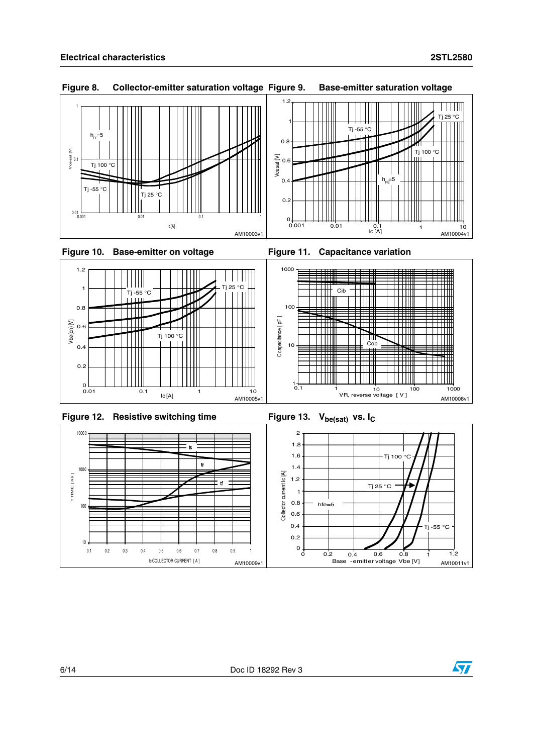**Figure 8. Collector-emitter saturation voltage**

**Figure 9. Base-emitter saturation voltage**

**Figure 10. Base-emitter on voltage**

**Figure 11. Capacitance variation**

**Figure 12. Resistive switching time**

**Figure 13. $V_{be(sat)}$ vs. $I_C$**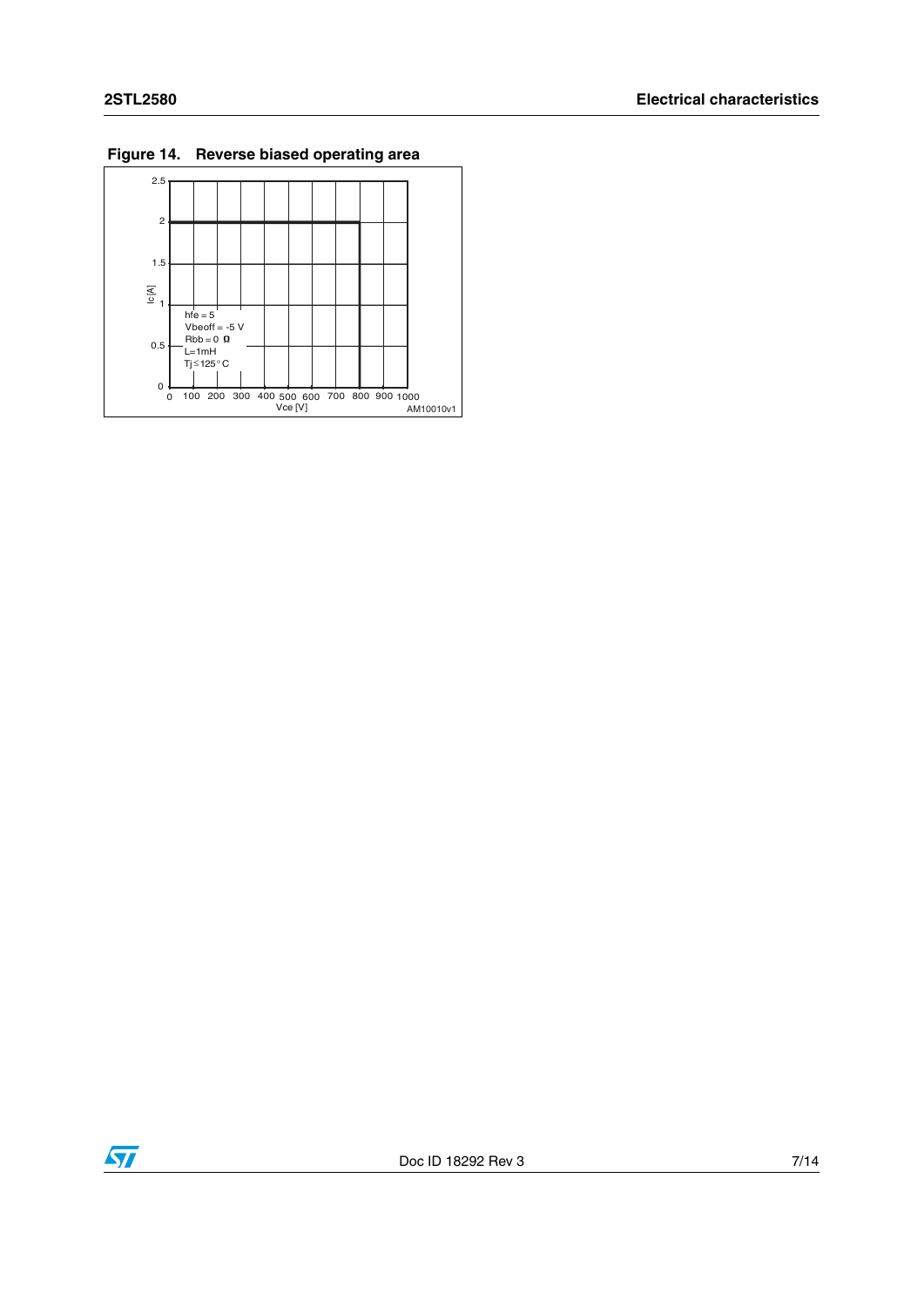**Figure 14. Reverse biased operating area**

hfe = 5
Vbeoff = -5 V
Rbb = 0 Ω
L=1mH
Tj ≤ 125 °C

Ic [A]

Vce [V]

AM10010v1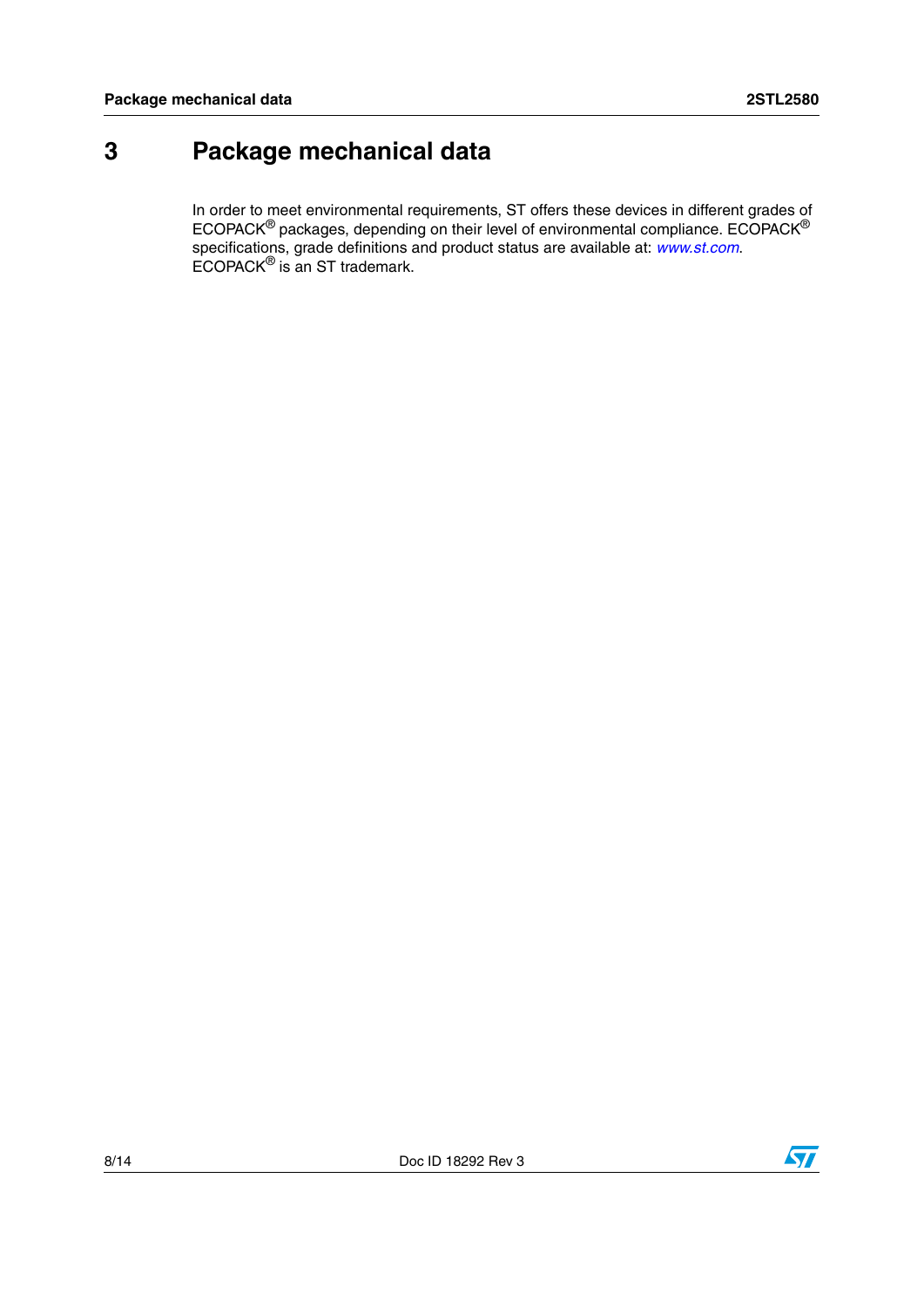# 3 Package mechanical data

In order to meet environmental requirements, ST offers these devices in different grades of ECOPACK® packages, depending on their level of environmental compliance. ECOPACK® specifications, grade definitions and product status are available at: *www.st.com*. ECOPACK® is an ST trademark.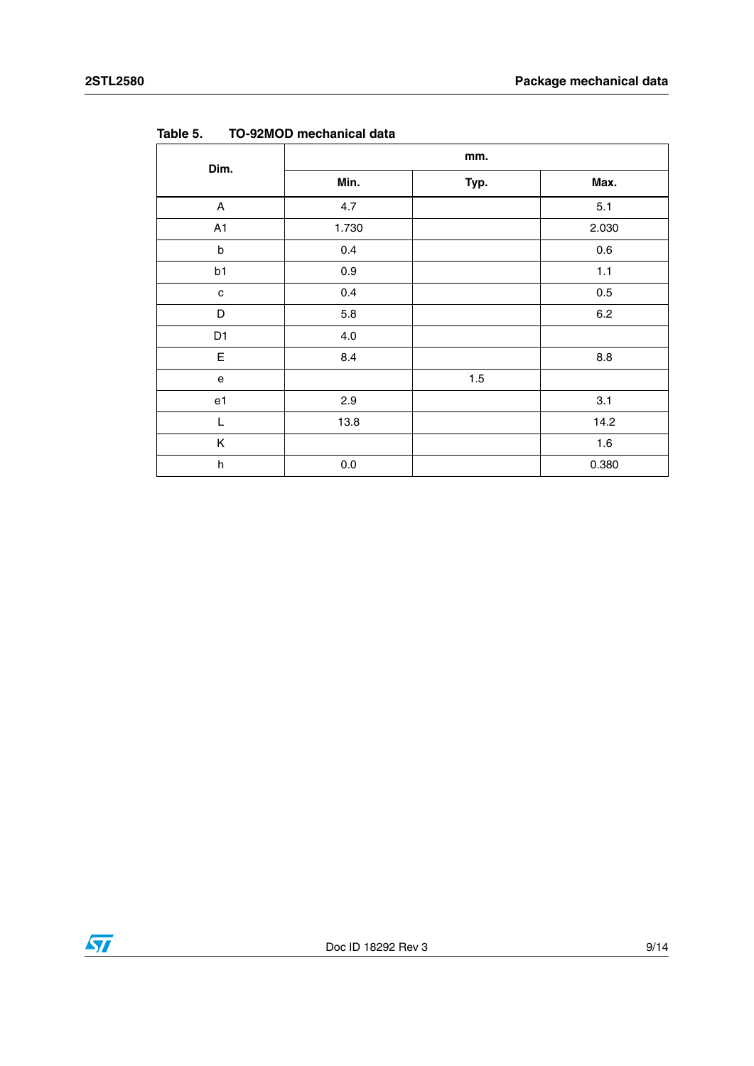Table 5. TO-92MOD mechanical data

| Dim. | mm. | | |
|---|---|---|---|
| | Min. | Typ. | Max. |
| A | 4.7 | | 5.1 |
| A1 | 1.730 | | 2.030 |
| b | 0.4 | | 0.6 |
| b1 | 0.9 | | 1.1 |
| c | 0.4 | | 0.5 |
| D | 5.8 | | 6.2 |
| D1 | 4.0 | | |
| E | 8.4 | | 8.8 |
| e | | 1.5 | |
| e1 | 2.9 | | 3.1 |
| L | 13.8 | | 14.2 |
| K | | | 1.6 |
| h | 0.0 | | 0.380 |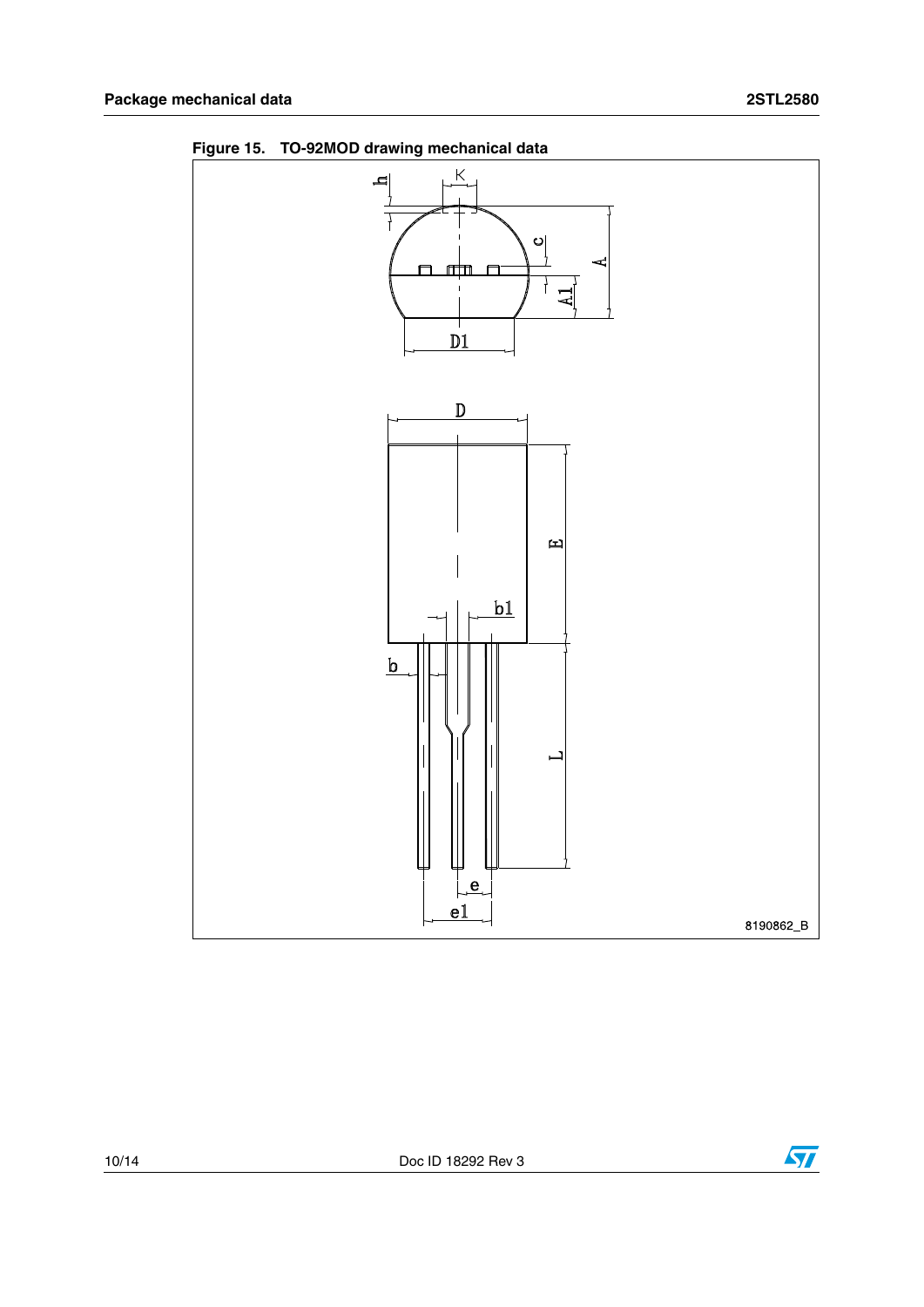**Figure 15. TO-92MOD drawing mechanical data**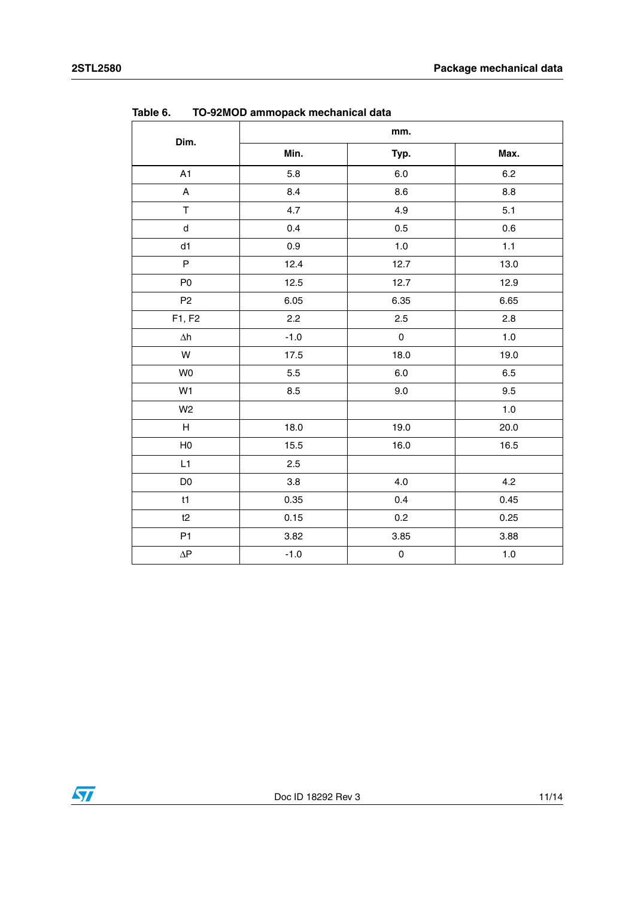Table 6. TO-92MOD ammopack mechanical data

| Dim. | mm. | | |
|---|---|---|---|
| | Min. | Typ. | Max. |
| A1 | 5.8 | 6.0 | 6.2 |
| A | 8.4 | 8.6 | 8.8 |
| T | 4.7 | 4.9 | 5.1 |
| d | 0.4 | 0.5 | 0.6 |
| d1 | 0.9 | 1.0 | 1.1 |
| P | 12.4 | 12.7 | 13.0 |
| P0 | 12.5 | 12.7 | 12.9 |
| P2 | 6.05 | 6.35 | 6.65 |
| F1, F2 | 2.2 | 2.5 | 2.8 |
| ∆h | -1.0 | 0 | 1.0 |
| W | 17.5 | 18.0 | 19.0 |
| W0 | 5.5 | 6.0 | 6.5 |
| W1 | 8.5 | 9.0 | 9.5 |
| W2 | | | 1.0 |
| H | 18.0 | 19.0 | 20.0 |
| H0 | 15.5 | 16.0 | 16.5 |
| L1 | 2.5 | | |
| D0 | 3.8 | 4.0 | 4.2 |
| t1 | 0.35 | 0.4 | 0.45 |
| t2 | 0.15 | 0.2 | 0.25 |
| P1 | 3.82 | 3.85 | 3.88 |
| ∆P | -1.0 | 0 | 1.0 |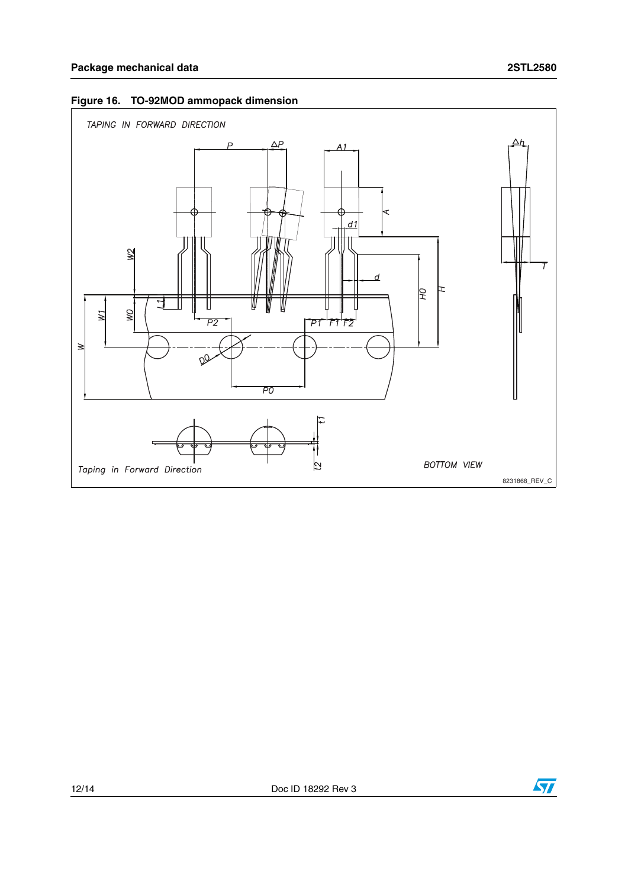**Figure 16. TO-92MOD ammopack dimension**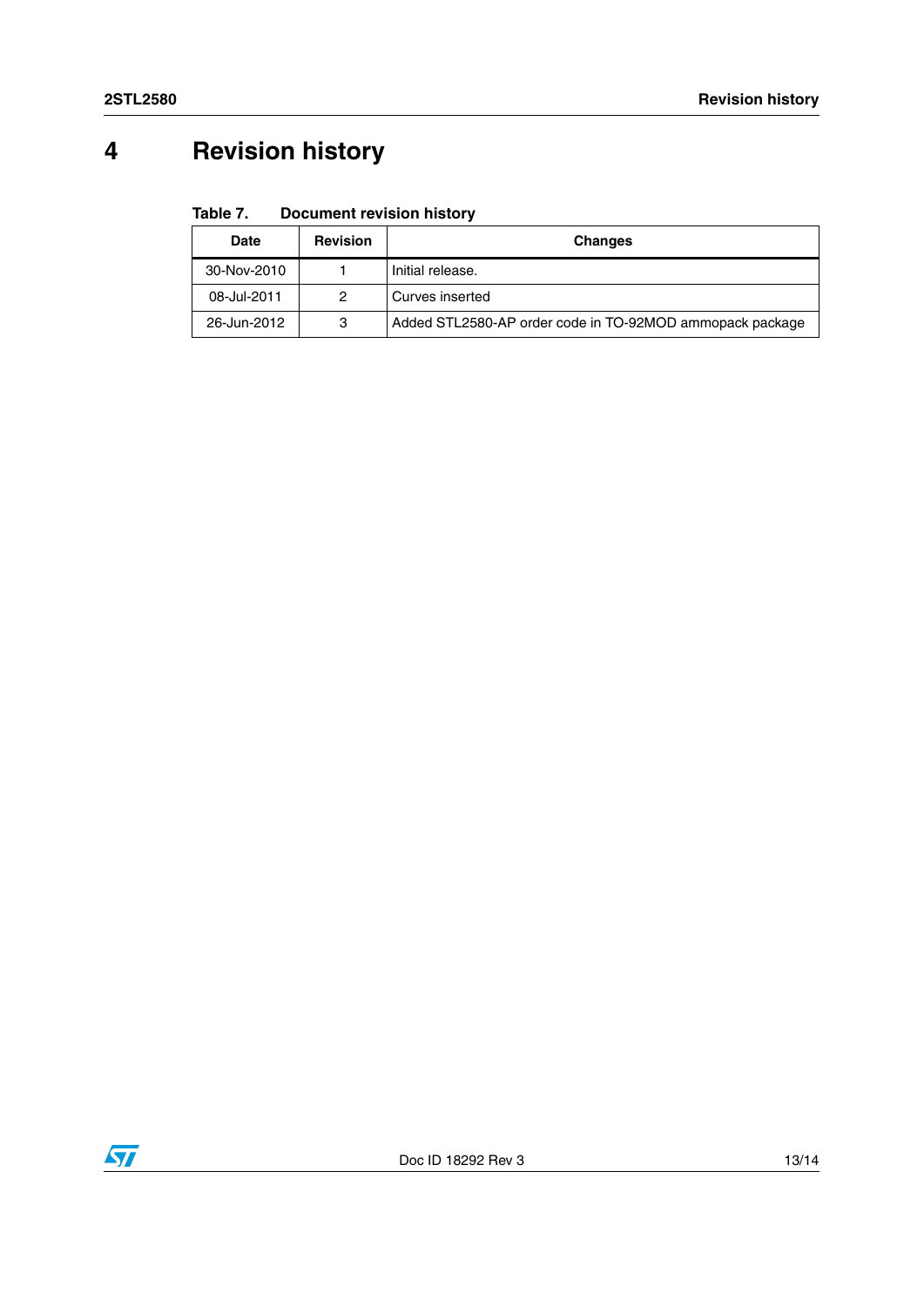# 4 Revision history

Table 7. Document revision history

| Date | Revision | Changes |
|---|---|---|
| 30-Nov-2010 | 1 | Initial release. |
| 08-Jul-2011 | 2 | Curves inserted |
| 26-Jun-2012 | 3 | Added STL2580-AP order code in TO-92MOD ammopack package |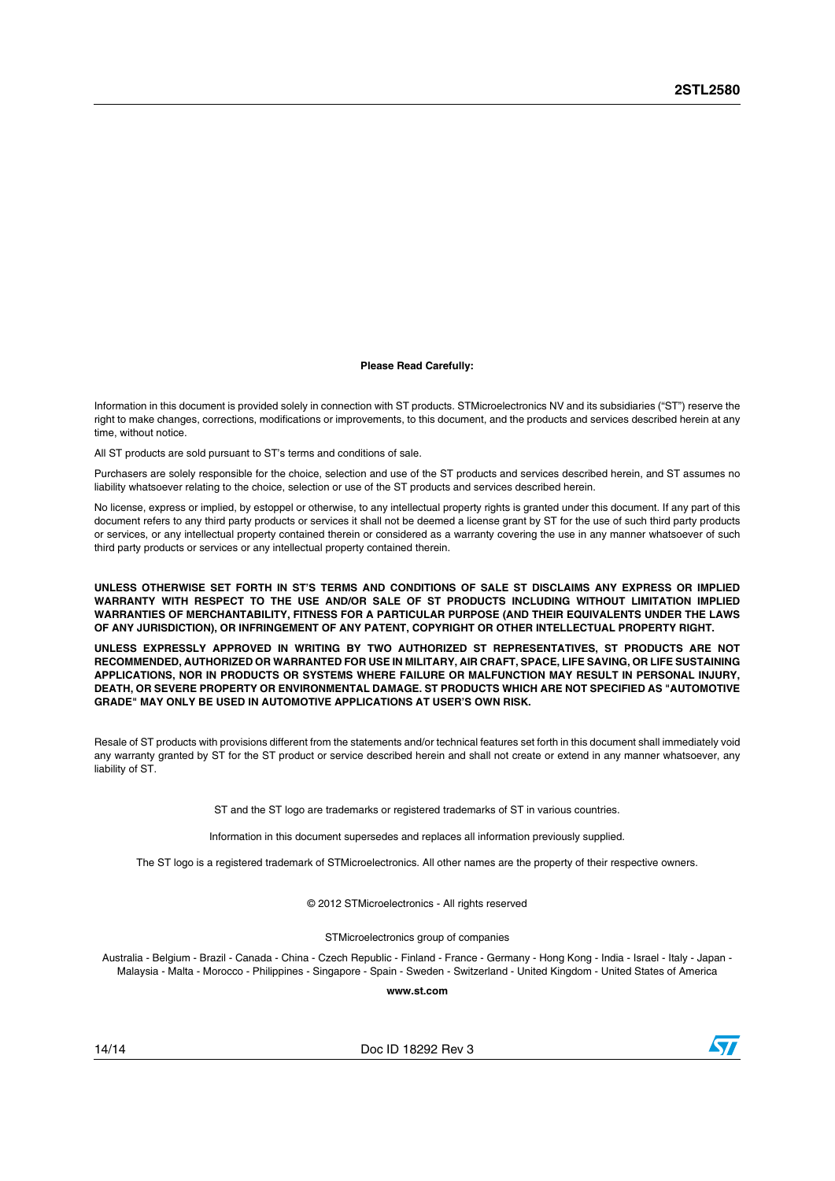**Please Read Carefully:**

Information in this document is provided solely in connection with ST products. STMicroelectronics NV and its subsidiaries ("ST") reserve the right to make changes, corrections, modifications or improvements, to this document, and the products and services described herein at any time, without notice.

All ST products are sold pursuant to ST's terms and conditions of sale.

Purchasers are solely responsible for the choice, selection and use of the ST products and services described herein, and ST assumes no liability whatsoever relating to the choice, selection or use of the ST products and services described herein.

No license, express or implied, by estoppel or otherwise, to any intellectual property rights is granted under this document. If any part of this document refers to any third party products or services it shall not be deemed a license grant by ST for the use of such third party products or services, or any intellectual property contained therein or considered as a warranty covering the use in any manner whatsoever of such third party products or services or any intellectual property contained therein.

**UNLESS OTHERWISE SET FORTH IN ST'S TERMS AND CONDITIONS OF SALE ST DISCLAIMS ANY EXPRESS OR IMPLIED WARRANTY WITH RESPECT TO THE USE AND/OR SALE OF ST PRODUCTS INCLUDING WITHOUT LIMITATION IMPLIED WARRANTIES OF MERCHANTABILITY, FITNESS FOR A PARTICULAR PURPOSE (AND THEIR EQUIVALENTS UNDER THE LAWS OF ANY JURISDICTION), OR INFRINGEMENT OF ANY PATENT, COPYRIGHT OR OTHER INTELLECTUAL PROPERTY RIGHT.**

**UNLESS EXPRESSLY APPROVED IN WRITING BY TWO AUTHORIZED ST REPRESENTATIVES, ST PRODUCTS ARE NOT RECOMMENDED, AUTHORIZED OR WARRANTED FOR USE IN MILITARY, AIR CRAFT, SPACE, LIFE SAVING, OR LIFE SUSTAINING APPLICATIONS, NOR IN PRODUCTS OR SYSTEMS WHERE FAILURE OR MALFUNCTION MAY RESULT IN PERSONAL INJURY, DEATH, OR SEVERE PROPERTY OR ENVIRONMENTAL DAMAGE. ST PRODUCTS WHICH ARE NOT SPECIFIED AS "AUTOMOTIVE GRADE" MAY ONLY BE USED IN AUTOMOTIVE APPLICATIONS AT USER'S OWN RISK.**

Resale of ST products with provisions different from the statements and/or technical features set forth in this document shall immediately void any warranty granted by ST for the ST product or service described herein and shall not create or extend in any manner whatsoever, any liability of ST.

ST and the ST logo are trademarks or registered trademarks of ST in various countries.

Information in this document supersedes and replaces all information previously supplied.

The ST logo is a registered trademark of STMicroelectronics. All other names are the property of their respective owners.

© 2012 STMicroelectronics - All rights reserved

STMicroelectronics group of companies

Australia - Belgium - Brazil - Canada - China - Czech Republic - Finland - France - Germany - Hong Kong - India - Israel - Italy - Japan - Malaysia - Malta - Morocco - Philippines - Singapore - Spain - Sweden - Switzerland - United Kingdom - United States of America

**www.st.com**